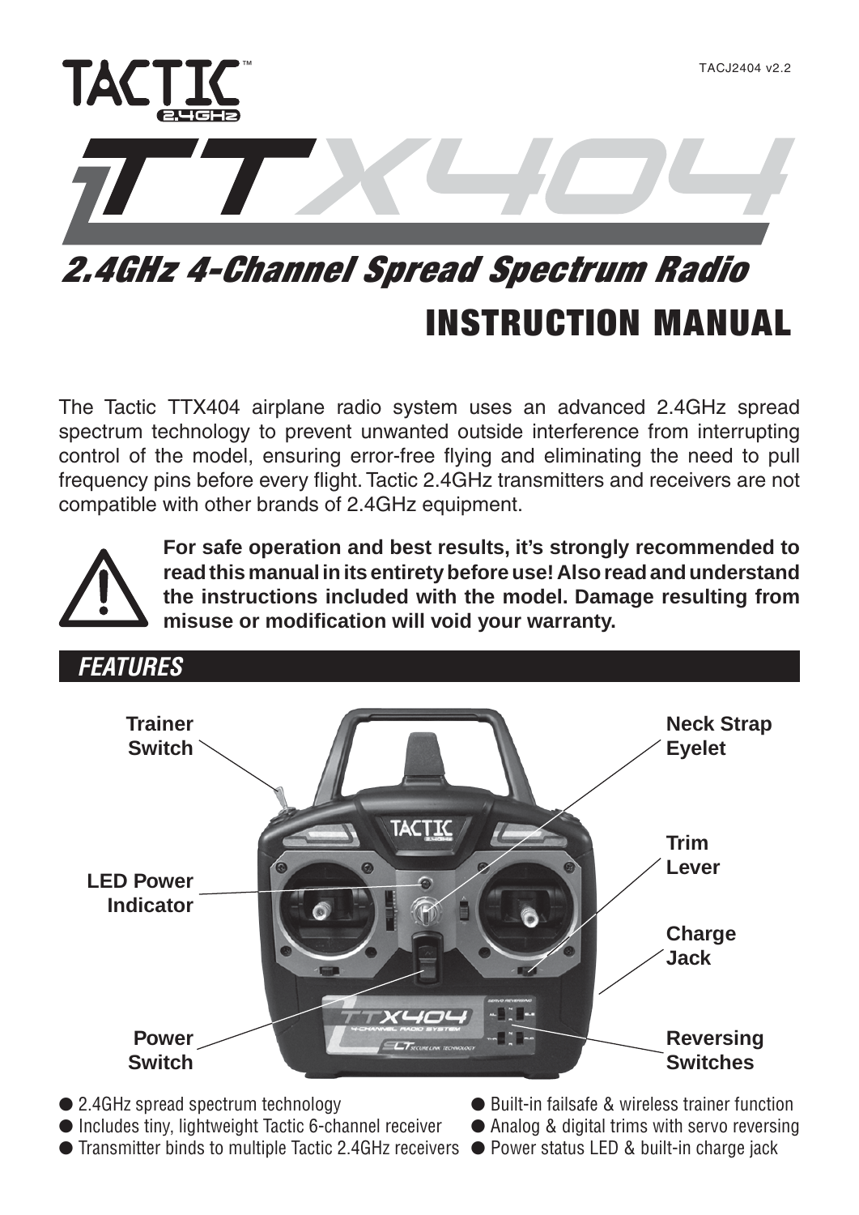TACJ2404 v2.2

# TACTIC 2.4GHz

# TTX404

## 2.4GHz 4-Channel Spread Spectrum Radio

# INSTRUCTION MANUAL

The Tactic TTX404 airplane radio system uses an advanced 2.4GHz spread spectrum technology to prevent unwanted outside interference from interrupting control of the model, ensuring error-free flying and eliminating the need to pull frequency pins before every flight. Tactic 2.4GHz transmitters and receivers are not compatible with other brands of 2.4GHz equipment.

**For safe operation and best results, it's strongly recommended to read this manual in its entirety before use! Also read and understand the instructions included with the model. Damage resulting from misuse or modification will void your warranty.**

## FEATURES

Trainer Switch

LED Power Indicator

Power Switch

Neck Strap Eyelet

Trim Lever

Charge Jack

Reversing Switches

- 2.4GHz spread spectrum technology
- Includes tiny, lightweight Tactic 6-channel receiver
- Transmitter binds to multiple Tactic 2.4GHz receivers
- Built-in failsafe & wireless trainer function
- Analog & digital trims with servo reversing
- Power status LED & built-in charge jack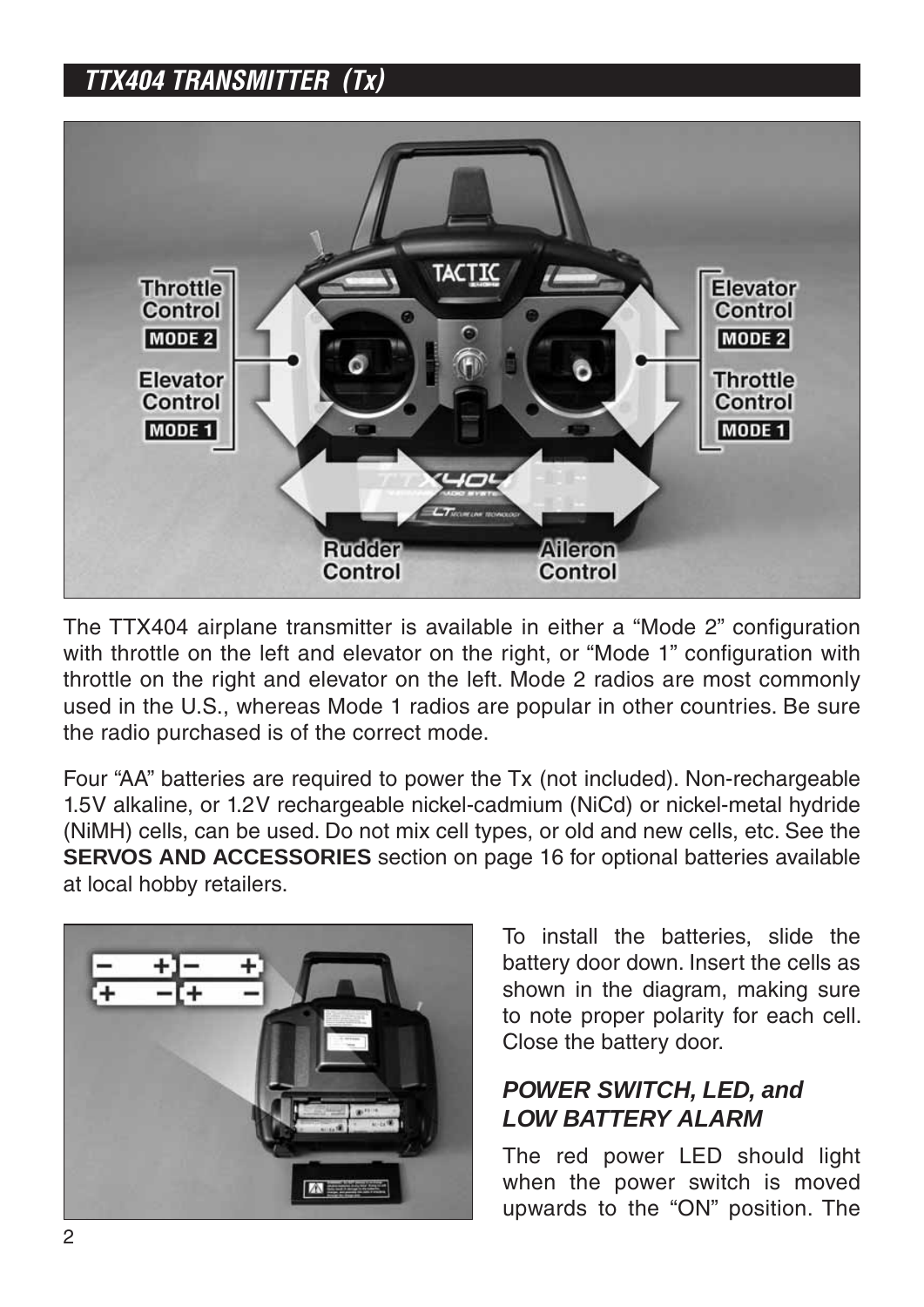## TTX404 TRANSMITTER (Tx)

The TTX404 airplane transmitter is available in either a "Mode 2" configuration with throttle on the left and elevator on the right, or "Mode 1" configuration with throttle on the right and elevator on the left. Mode 2 radios are most commonly used in the U.S., whereas Mode 1 radios are popular in other countries. Be sure the radio purchased is of the correct mode.

Four "AA" batteries are required to power the Tx (not included). Non-rechargeable 1.5V alkaline, or 1.2V rechargeable nickel-cadmium (NiCd) or nickel-metal hydride (NiMH) cells, can be used. Do not mix cell types, or old and new cells, etc. See the **SERVOS AND ACCESSORIES** section on page 16 for optional batteries available at local hobby retailers.

To install the batteries, slide the battery door down. Insert the cells as shown in the diagram, making sure to note proper polarity for each cell. Close the battery door.

### *POWER SWITCH, LED, and LOW BATTERY ALARM*

The red power LED should light when the power switch is moved upwards to the "ON" position. The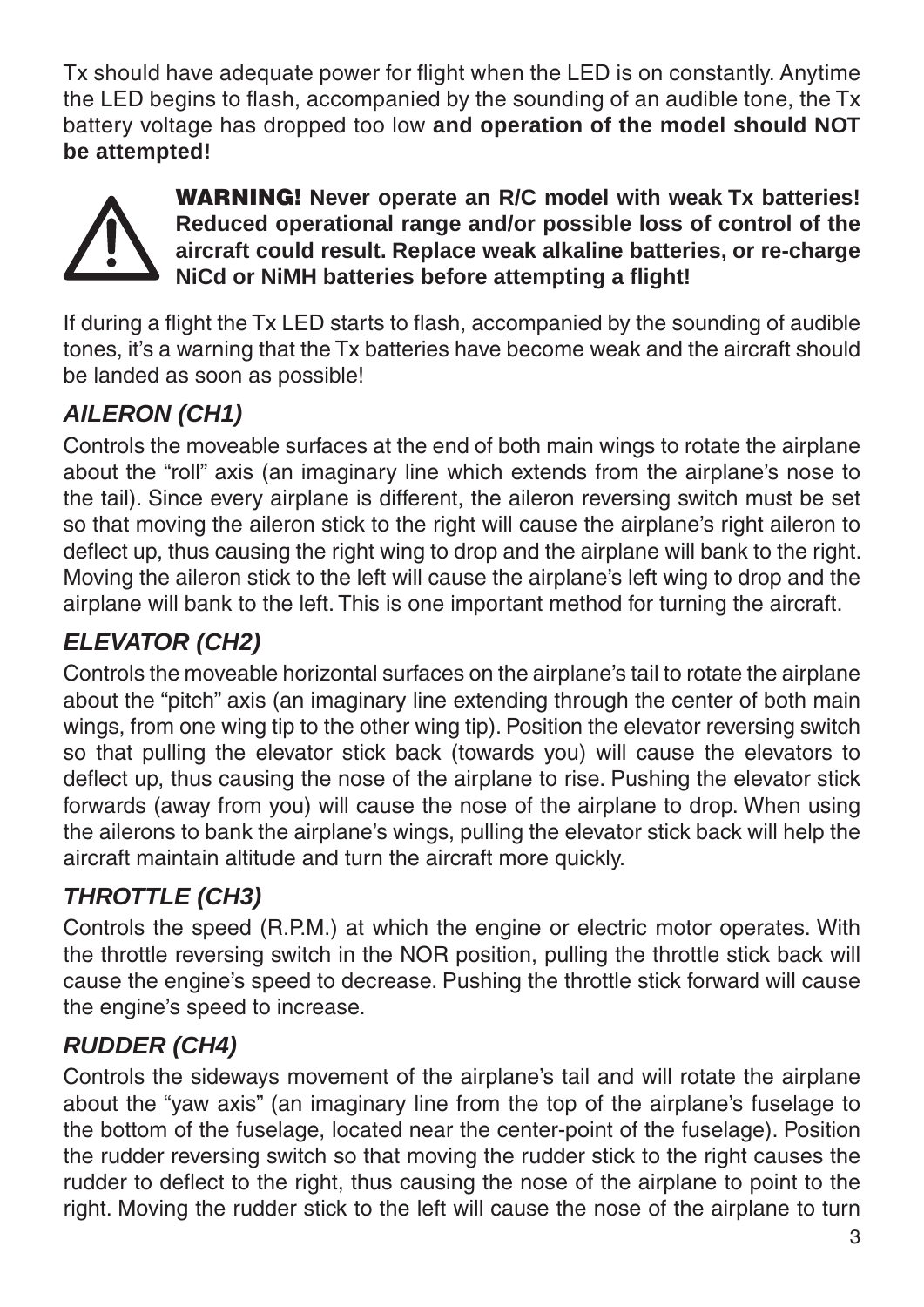Tx should have adequate power for flight when the LED is on constantly. Anytime the LED begins to flash, accompanied by the sounding of an audible tone, the Tx battery voltage has dropped too low **and operation of the model should NOT be attempted!**

**WARNING! Never operate an R/C model with weak Tx batteries! Reduced operational range and/or possible loss of control of the aircraft could result. Replace weak alkaline batteries, or re-charge NiCd or NiMH batteries before attempting a flight!**

If during a flight the Tx LED starts to flash, accompanied by the sounding of audible tones, it's a warning that the Tx batteries have become weak and the aircraft should be landed as soon as possible!

### *AILERON (CH1)*

Controls the moveable surfaces at the end of both main wings to rotate the airplane about the "roll" axis (an imaginary line which extends from the airplane's nose to the tail). Since every airplane is different, the aileron reversing switch must be set so that moving the aileron stick to the right will cause the airplane's right aileron to deflect up, thus causing the right wing to drop and the airplane will bank to the right. Moving the aileron stick to the left will cause the airplane's left wing to drop and the airplane will bank to the left. This is one important method for turning the aircraft.

### *ELEVATOR (CH2)*

Controls the moveable horizontal surfaces on the airplane's tail to rotate the airplane about the "pitch" axis (an imaginary line extending through the center of both main wings, from one wing tip to the other wing tip). Position the elevator reversing switch so that pulling the elevator stick back (towards you) will cause the elevators to deflect up, thus causing the nose of the airplane to rise. Pushing the elevator stick forwards (away from you) will cause the nose of the airplane to drop. When using the ailerons to bank the airplane's wings, pulling the elevator stick back will help the aircraft maintain altitude and turn the aircraft more quickly.

### *THROTTLE (CH3)*

Controls the speed (R.P.M.) at which the engine or electric motor operates. With the throttle reversing switch in the NOR position, pulling the throttle stick back will cause the engine's speed to decrease. Pushing the throttle stick forward will cause the engine's speed to increase.

### *RUDDER (CH4)*

Controls the sideways movement of the airplane's tail and will rotate the airplane about the "yaw axis" (an imaginary line from the top of the airplane's fuselage to the bottom of the fuselage, located near the center-point of the fuselage). Position the rudder reversing switch so that moving the rudder stick to the right causes the rudder to deflect to the right, thus causing the nose of the airplane to point to the right. Moving the rudder stick to the left will cause the nose of the airplane to turn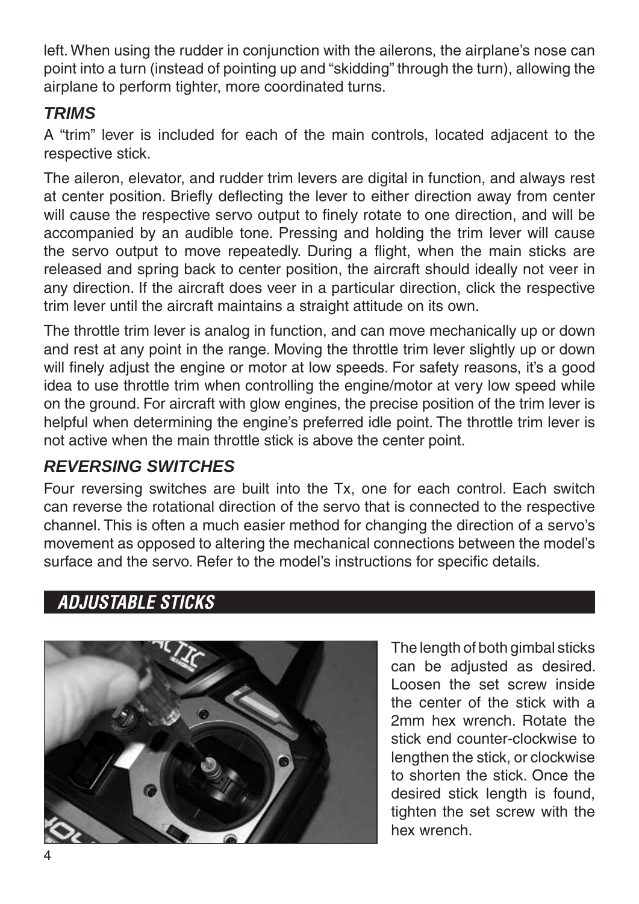left. When using the rudder in conjunction with the ailerons, the airplane's nose can point into a turn (instead of pointing up and "skidding" through the turn), allowing the airplane to perform tighter, more coordinated turns.

### *TRIMS*

A "trim" lever is included for each of the main controls, located adjacent to the respective stick.

The aileron, elevator, and rudder trim levers are digital in function, and always rest at center position. Briefly deflecting the lever to either direction away from center will cause the respective servo output to finely rotate to one direction, and will be accompanied by an audible tone. Pressing and holding the trim lever will cause the servo output to move repeatedly. During a flight, when the main sticks are released and spring back to center position, the aircraft should ideally not veer in any direction. If the aircraft does veer in a particular direction, click the respective trim lever until the aircraft maintains a straight attitude on its own.

The throttle trim lever is analog in function, and can move mechanically up or down and rest at any point in the range. Moving the throttle trim lever slightly up or down will finely adjust the engine or motor at low speeds. For safety reasons, it's a good idea to use throttle trim when controlling the engine/motor at very low speed while on the ground. For aircraft with glow engines, the precise position of the trim lever is helpful when determining the engine's preferred idle point. The throttle trim lever is not active when the main throttle stick is above the center point.

### *REVERSING SWITCHES*

Four reversing switches are built into the Tx, one for each control. Each switch can reverse the rotational direction of the servo that is connected to the respective channel. This is often a much easier method for changing the direction of a servo's movement as opposed to altering the mechanical connections between the model's surface and the servo. Refer to the model's instructions for specific details.

## *ADJUSTABLE STICKS*

The length of both gimbal sticks can be adjusted as desired. Loosen the set screw inside the center of the stick with a 2mm hex wrench. Rotate the stick end counter-clockwise to lengthen the stick, or clockwise to shorten the stick. Once the desired stick length is found, tighten the set screw with the hex wrench.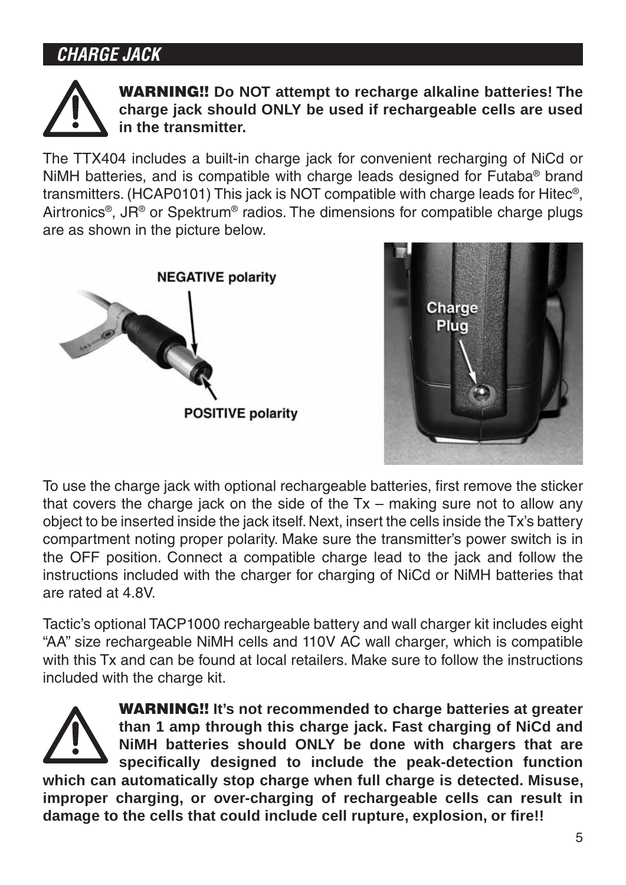## CHARGE JACK

**WARNING!! Do NOT attempt to recharge alkaline batteries! The charge jack should ONLY be used if rechargeable cells are used in the transmitter.**

The TTX404 includes a built-in charge jack for convenient recharging of NiCd or NiMH batteries, and is compatible with charge leads designed for Futaba® brand transmitters. (HCAP0101) This jack is NOT compatible with charge leads for Hitec®, Airtronics®, JR® or Spektrum® radios. The dimensions for compatible charge plugs are as shown in the picture below.

NEGATIVE polarity

POSITIVE polarity

Charge Plug

To use the charge jack with optional rechargeable batteries, first remove the sticker that covers the charge jack on the side of the Tx – making sure not to allow any object to be inserted inside the jack itself. Next, insert the cells inside the Tx's battery compartment noting proper polarity. Make sure the transmitter's power switch is in the OFF position. Connect a compatible charge lead to the jack and follow the instructions included with the charger for charging of NiCd or NiMH batteries that are rated at 4.8V.

Tactic's optional TACP1000 rechargeable battery and wall charger kit includes eight "AA" size rechargeable NiMH cells and 110V AC wall charger, which is compatible with this Tx and can be found at local retailers. Make sure to follow the instructions included with the charge kit.

**WARNING!! It's not recommended to charge batteries at greater than 1 amp through this charge jack. Fast charging of NiCd and NiMH batteries should ONLY be done with chargers that are specifically designed to include the peak-detection function which can automatically stop charge when full charge is detected. Misuse, improper charging, or over-charging of rechargeable cells can result in damage to the cells that could include cell rupture, explosion, or fire!!**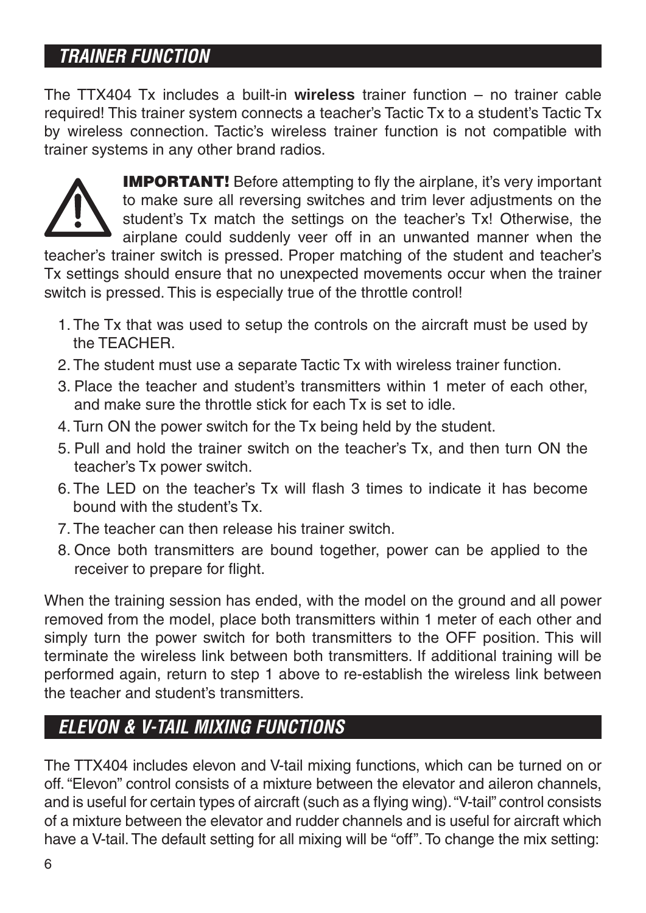## *TRAINER FUNCTION*

The TTX404 Tx includes a built-in **wireless** trainer function – no trainer cable required! This trainer system connects a teacher's Tactic Tx to a student's Tactic Tx by wireless connection. Tactic's wireless trainer function is not compatible with trainer systems in any other brand radios.

**IMPORTANT!** Before attempting to fly the airplane, it's very important to make sure all reversing switches and trim lever adjustments on the student's Tx match the settings on the teacher's Tx! Otherwise, the airplane could suddenly veer off in an unwanted manner when the teacher's trainer switch is pressed. Proper matching of the student and teacher's Tx settings should ensure that no unexpected movements occur when the trainer switch is pressed. This is especially true of the throttle control!

1. The Tx that was used to setup the controls on the aircraft must be used by the TEACHER.
2. The student must use a separate Tactic Tx with wireless trainer function.
3. Place the teacher and student's transmitters within 1 meter of each other, and make sure the throttle stick for each Tx is set to idle.
4. Turn ON the power switch for the Tx being held by the student.
5. Pull and hold the trainer switch on the teacher's Tx, and then turn ON the teacher's Tx power switch.
6. The LED on the teacher's Tx will flash 3 times to indicate it has become bound with the student's Tx.
7. The teacher can then release his trainer switch.
8. Once both transmitters are bound together, power can be applied to the receiver to prepare for flight.

When the training session has ended, with the model on the ground and all power removed from the model, place both transmitters within 1 meter of each other and simply turn the power switch for both transmitters to the OFF position. This will terminate the wireless link between both transmitters. If additional training will be performed again, return to step 1 above to re-establish the wireless link between the teacher and student's transmitters.

## *ELEVON & V-TAIL MIXING FUNCTIONS*

The TTX404 includes elevon and V-tail mixing functions, which can be turned on or off. "Elevon" control consists of a mixture between the elevator and aileron channels, and is useful for certain types of aircraft (such as a flying wing). "V-tail" control consists of a mixture between the elevator and rudder channels and is useful for aircraft which have a V-tail. The default setting for all mixing will be "off". To change the mix setting: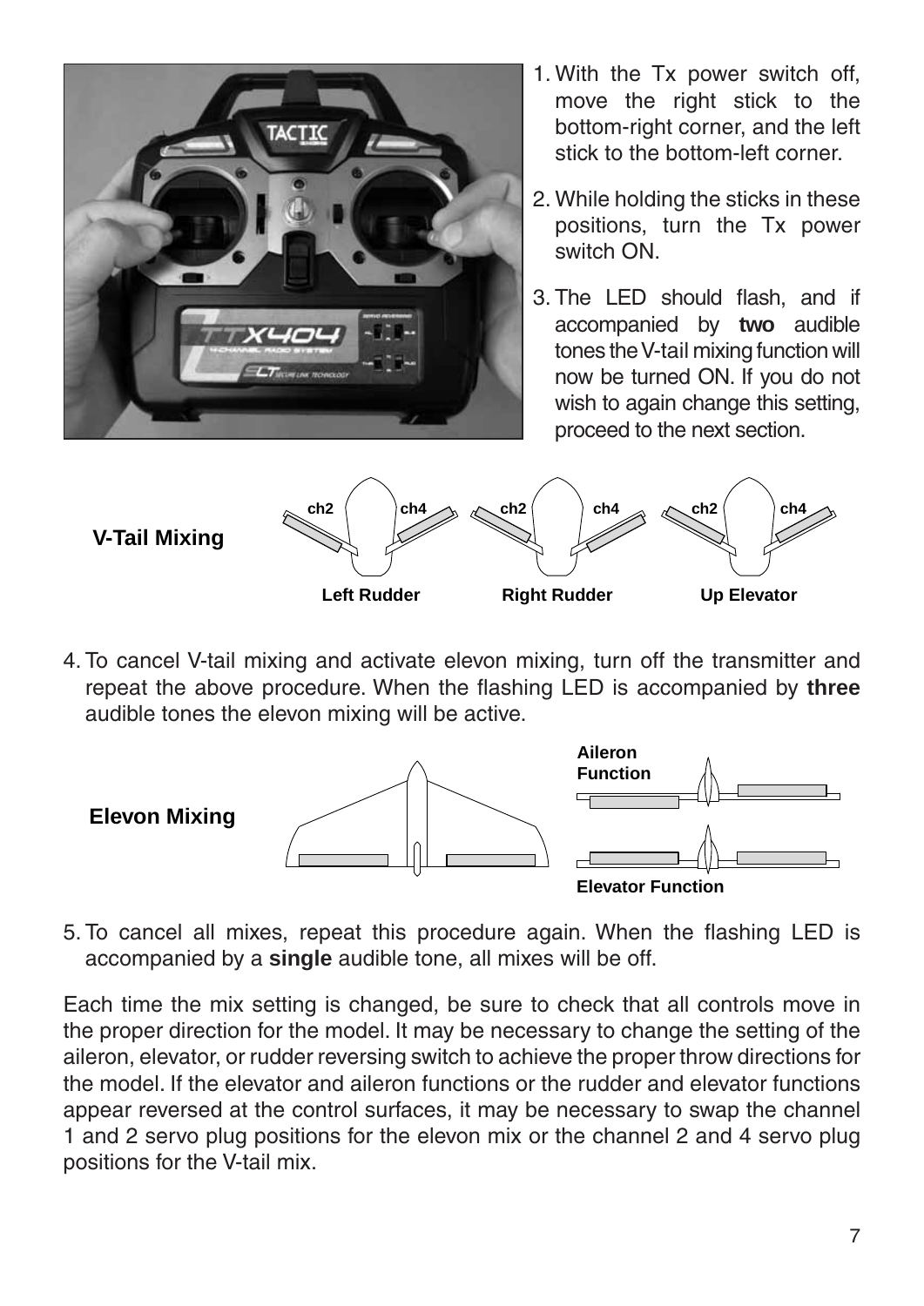1. With the Tx power switch off, move the right stick to the bottom-right corner, and the left stick to the bottom-left corner.
2. While holding the sticks in these positions, turn the Tx power switch ON.
3. The LED should flash, and if accompanied by **two** audible tones the V-tail mixing function will now be turned ON. If you do not wish to again change this setting, proceed to the next section.

**V-Tail Mixing**

ch2 ch4 — Left Rudder
ch2 ch4 — Right Rudder
ch2 ch4 — Up Elevator

4. To cancel V-tail mixing and activate elevon mixing, turn off the transmitter and repeat the above procedure. When the flashing LED is accompanied by **three** audible tones the elevon mixing will be active.

**Elevon Mixing**

Aileron Function

Elevator Function

5. To cancel all mixes, repeat this procedure again. When the flashing LED is accompanied by a **single** audible tone, all mixes will be off.

Each time the mix setting is changed, be sure to check that all controls move in the proper direction for the model. It may be necessary to change the setting of the aileron, elevator, or rudder reversing switch to achieve the proper throw directions for the model. If the elevator and aileron functions or the rudder and elevator functions appear reversed at the control surfaces, it may be necessary to swap the channel 1 and 2 servo plug positions for the elevon mix or the channel 2 and 4 servo plug positions for the V-tail mix.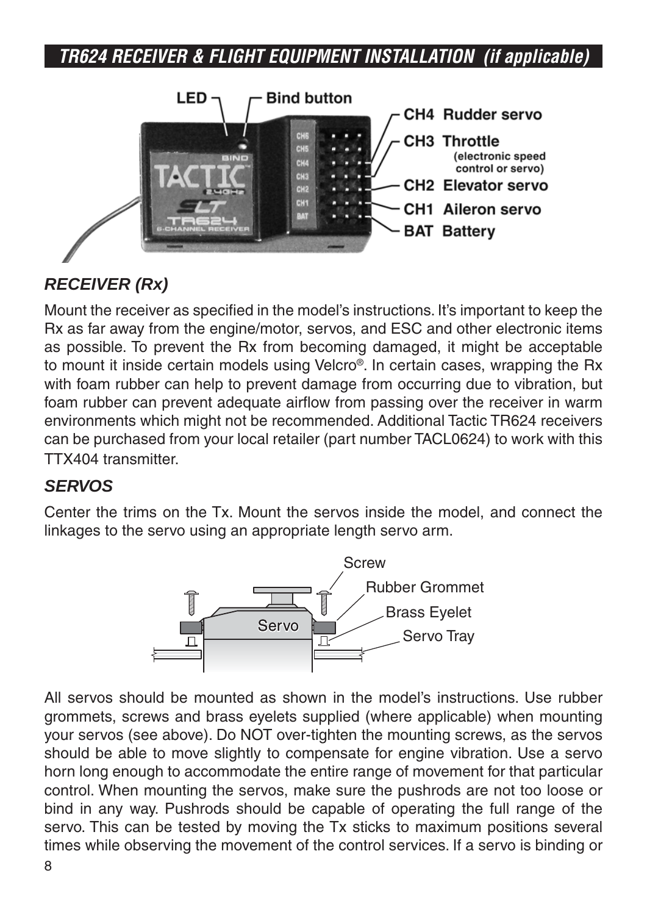## TR624 RECEIVER & FLIGHT EQUIPMENT INSTALLATION (if applicable)

LED
Bind button
CH4 Rudder servo
CH3 Throttle (electronic speed control or servo)
CH2 Elevator servo
CH1 Aileron servo
BAT Battery

### RECEIVER (Rx)

Mount the receiver as specified in the model's instructions. It's important to keep the Rx as far away from the engine/motor, servos, and ESC and other electronic items as possible. To prevent the Rx from becoming damaged, it might be acceptable to mount it inside certain models using Velcro®. In certain cases, wrapping the Rx with foam rubber can help to prevent damage from occurring due to vibration, but foam rubber can prevent adequate airflow from passing over the receiver in warm environments which might not be recommended. Additional Tactic TR624 receivers can be purchased from your local retailer (part number TACL0624) to work with this TTX404 transmitter.

### SERVOS

Center the trims on the Tx. Mount the servos inside the model, and connect the linkages to the servo using an appropriate length servo arm.

Screw
Rubber Grommet
Brass Eyelet
Servo Tray
Servo

All servos should be mounted as shown in the model's instructions. Use rubber grommets, screws and brass eyelets supplied (where applicable) when mounting your servos (see above). Do NOT over-tighten the mounting screws, as the servos should be able to move slightly to compensate for engine vibration. Use a servo horn long enough to accommodate the entire range of movement for that particular control. When mounting the servos, make sure the pushrods are not too loose or bind in any way. Pushrods should be capable of operating the full range of the servo. This can be tested by moving the Tx sticks to maximum positions several times while observing the movement of the control services. If a servo is binding or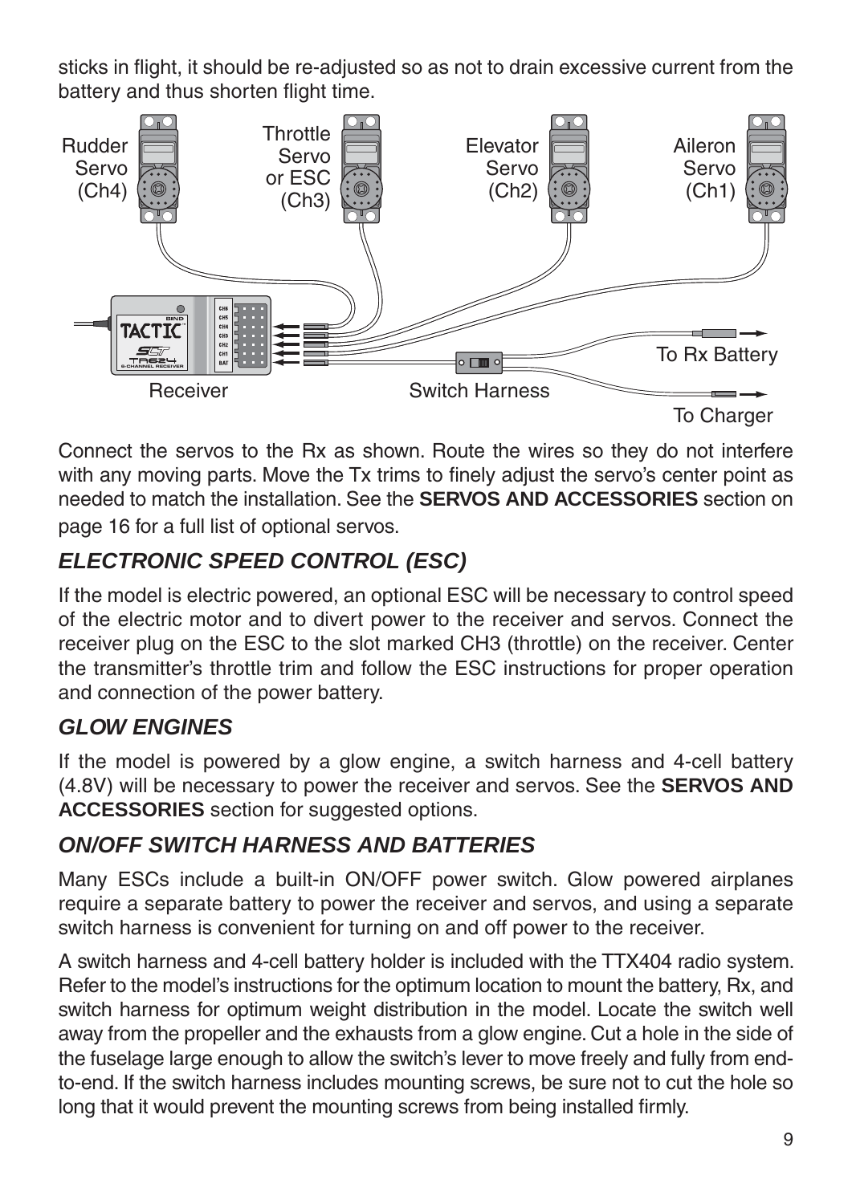sticks in flight, it should be re-adjusted so as not to drain excessive current from the battery and thus shorten flight time.

Rudder Servo (Ch4)

Throttle Servo or ESC (Ch3)

Elevator Servo (Ch2)

Aileron Servo (Ch1)

Receiver

Switch Harness

To Rx Battery

To Charger

Connect the servos to the Rx as shown. Route the wires so they do not interfere with any moving parts. Move the Tx trims to finely adjust the servo's center point as needed to match the installation. See the **SERVOS AND ACCESSORIES** section on page 16 for a full list of optional servos.

## *ELECTRONIC SPEED CONTROL (ESC)*

If the model is electric powered, an optional ESC will be necessary to control speed of the electric motor and to divert power to the receiver and servos. Connect the receiver plug on the ESC to the slot marked CH3 (throttle) on the receiver. Center the transmitter's throttle trim and follow the ESC instructions for proper operation and connection of the power battery.

## *GLOW ENGINES*

If the model is powered by a glow engine, a switch harness and 4-cell battery (4.8V) will be necessary to power the receiver and servos. See the **SERVOS AND ACCESSORIES** section for suggested options.

## *ON/OFF SWITCH HARNESS AND BATTERIES*

Many ESCs include a built-in ON/OFF power switch. Glow powered airplanes require a separate battery to power the receiver and servos, and using a separate switch harness is convenient for turning on and off power to the receiver.

A switch harness and 4-cell battery holder is included with the TTX404 radio system. Refer to the model's instructions for the optimum location to mount the battery, Rx, and switch harness for optimum weight distribution in the model. Locate the switch well away from the propeller and the exhausts from a glow engine. Cut a hole in the side of the fuselage large enough to allow the switch's lever to move freely and fully from end-to-end. If the switch harness includes mounting screws, be sure not to cut the hole so long that it would prevent the mounting screws from being installed firmly.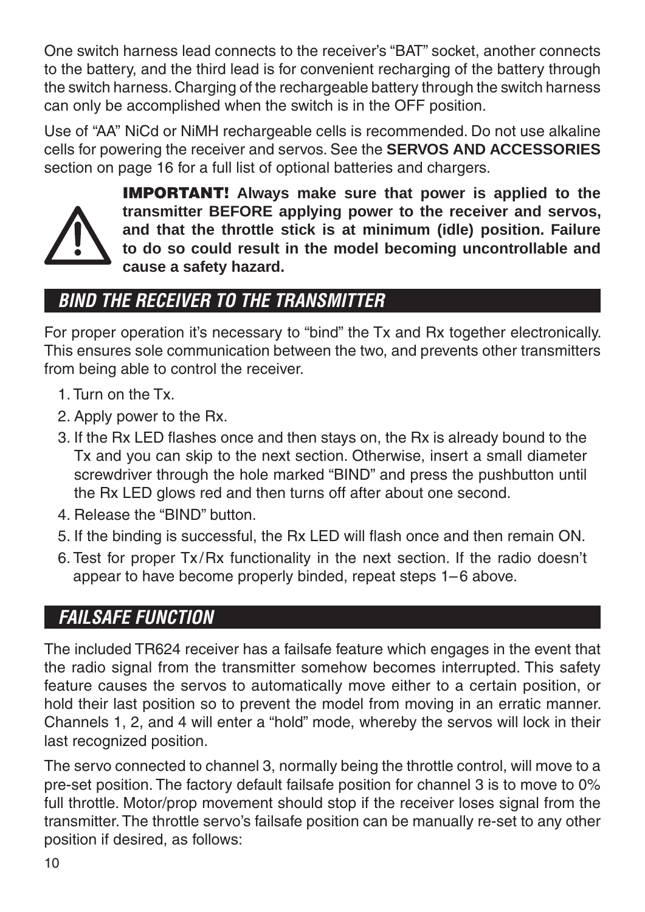One switch harness lead connects to the receiver's "BAT" socket, another connects to the battery, and the third lead is for convenient recharging of the battery through the switch harness. Charging of the rechargeable battery through the switch harness can only be accomplished when the switch is in the OFF position.

Use of "AA" NiCd or NiMH rechargeable cells is recommended. Do not use alkaline cells for powering the receiver and servos. See the **SERVOS AND ACCESSORIES** section on page 16 for a full list of optional batteries and chargers.

**IMPORTANT! Always make sure that power is applied to the transmitter BEFORE applying power to the receiver and servos, and that the throttle stick is at minimum (idle) position. Failure to do so could result in the model becoming uncontrollable and cause a safety hazard.**

## BIND THE RECEIVER TO THE TRANSMITTER

For proper operation it's necessary to "bind" the Tx and Rx together electronically. This ensures sole communication between the two, and prevents other transmitters from being able to control the receiver.

1. Turn on the Tx.
2. Apply power to the Rx.
3. If the Rx LED flashes once and then stays on, the Rx is already bound to the Tx and you can skip to the next section. Otherwise, insert a small diameter screwdriver through the hole marked "BIND" and press the pushbutton until the Rx LED glows red and then turns off after about one second.
4. Release the "BIND" button.
5. If the binding is successful, the Rx LED will flash once and then remain ON.
6. Test for proper Tx/Rx functionality in the next section. If the radio doesn't appear to have become properly binded, repeat steps 1–6 above.

## FAILSAFE FUNCTION

The included TR624 receiver has a failsafe feature which engages in the event that the radio signal from the transmitter somehow becomes interrupted. This safety feature causes the servos to automatically move either to a certain position, or hold their last position so to prevent the model from moving in an erratic manner. Channels 1, 2, and 4 will enter a "hold" mode, whereby the servos will lock in their last recognized position.

The servo connected to channel 3, normally being the throttle control, will move to a pre-set position. The factory default failsafe position for channel 3 is to move to 0% full throttle. Motor/prop movement should stop if the receiver loses signal from the transmitter. The throttle servo's failsafe position can be manually re-set to any other position if desired, as follows: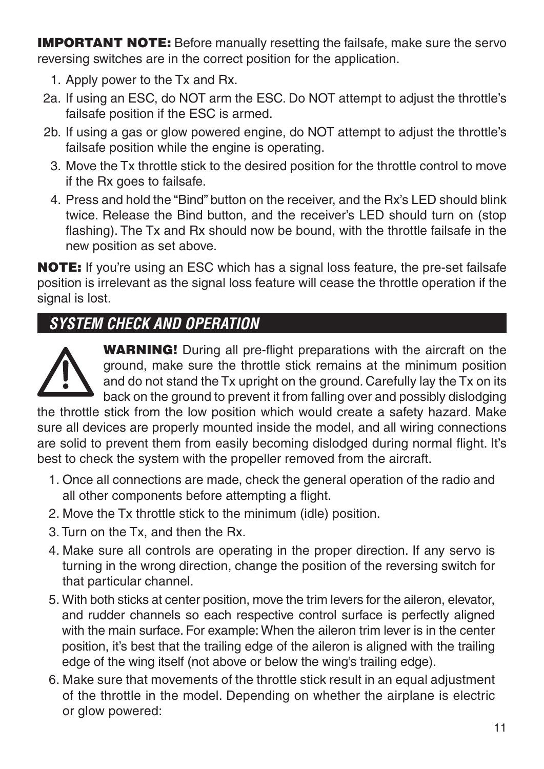**IMPORTANT NOTE:** Before manually resetting the failsafe, make sure the servo reversing switches are in the correct position for the application.

1. Apply power to the Tx and Rx.

2a. If using an ESC, do NOT arm the ESC. Do NOT attempt to adjust the throttle's failsafe position if the ESC is armed.

2b. If using a gas or glow powered engine, do NOT attempt to adjust the throttle's failsafe position while the engine is operating.

3. Move the Tx throttle stick to the desired position for the throttle control to move if the Rx goes to failsafe.

4. Press and hold the "Bind" button on the receiver, and the Rx's LED should blink twice. Release the Bind button, and the receiver's LED should turn on (stop flashing). The Tx and Rx should now be bound, with the throttle failsafe in the new position as set above.

**NOTE:** If you're using an ESC which has a signal loss feature, the pre-set failsafe position is irrelevant as the signal loss feature will cease the throttle operation if the signal is lost.

## SYSTEM CHECK AND OPERATION

**WARNING!** During all pre-flight preparations with the aircraft on the ground, make sure the throttle stick remains at the minimum position and do not stand the Tx upright on the ground. Carefully lay the Tx on its back on the ground to prevent it from falling over and possibly dislodging the throttle stick from the low position which would create a safety hazard. Make sure all devices are properly mounted inside the model, and all wiring connections are solid to prevent them from easily becoming dislodged during normal flight. It's best to check the system with the propeller removed from the aircraft.

1. Once all connections are made, check the general operation of the radio and all other components before attempting a flight.
2. Move the Tx throttle stick to the minimum (idle) position.
3. Turn on the Tx, and then the Rx.
4. Make sure all controls are operating in the proper direction. If any servo is turning in the wrong direction, change the position of the reversing switch for that particular channel.
5. With both sticks at center position, move the trim levers for the aileron, elevator, and rudder channels so each respective control surface is perfectly aligned with the main surface. For example: When the aileron trim lever is in the center position, it's best that the trailing edge of the aileron is aligned with the trailing edge of the wing itself (not above or below the wing's trailing edge).
6. Make sure that movements of the throttle stick result in an equal adjustment of the throttle in the model. Depending on whether the airplane is electric or glow powered: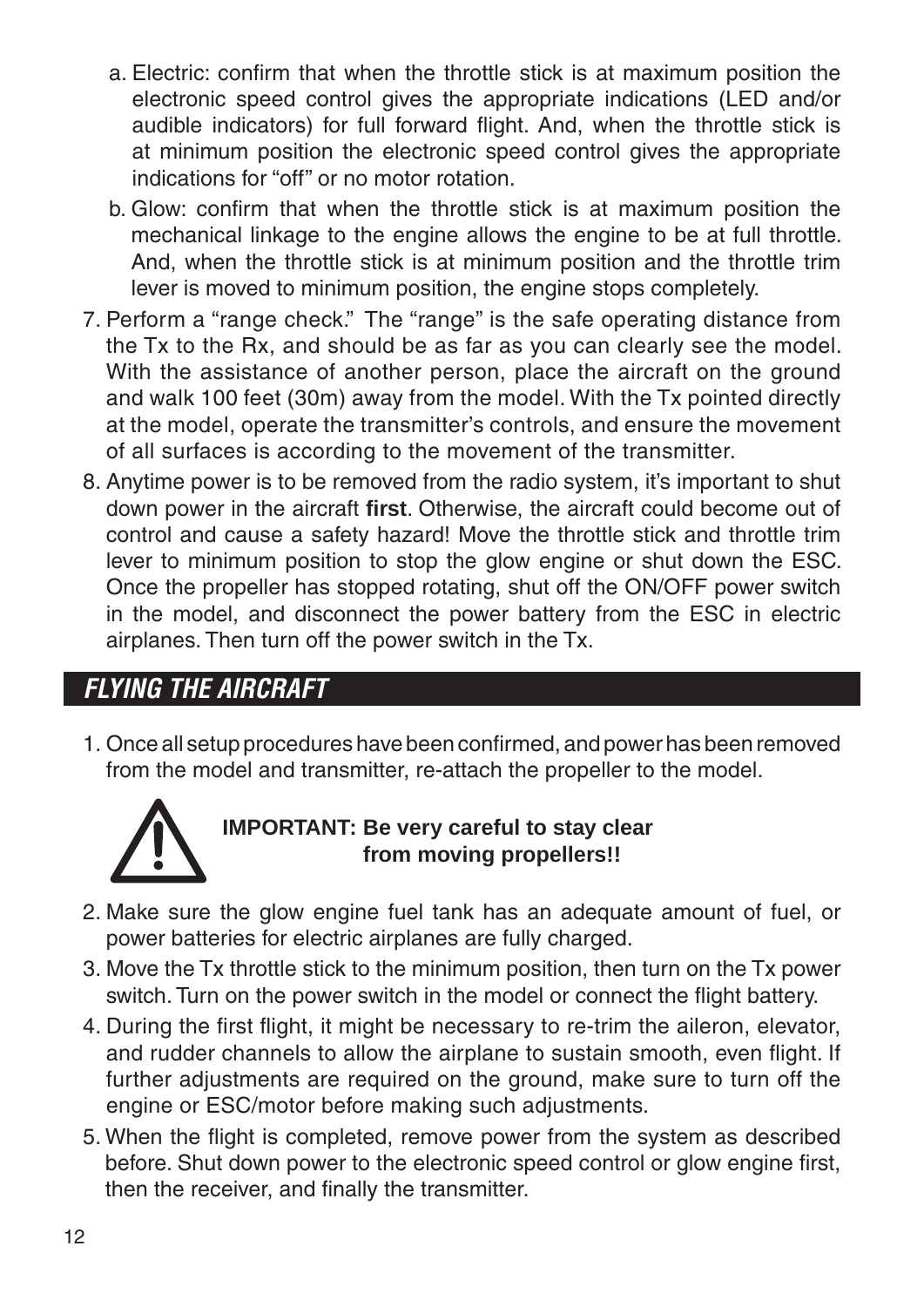a. Electric: confirm that when the throttle stick is at maximum position the electronic speed control gives the appropriate indications (LED and/or audible indicators) for full forward flight. And, when the throttle stick is at minimum position the electronic speed control gives the appropriate indications for "off" or no motor rotation.

b. Glow: confirm that when the throttle stick is at maximum position the mechanical linkage to the engine allows the engine to be at full throttle. And, when the throttle stick is at minimum position and the throttle trim lever is moved to minimum position, the engine stops completely.

7. Perform a "range check." The "range" is the safe operating distance from the Tx to the Rx, and should be as far as you can clearly see the model. With the assistance of another person, place the aircraft on the ground and walk 100 feet (30m) away from the model. With the Tx pointed directly at the model, operate the transmitter's controls, and ensure the movement of all surfaces is according to the movement of the transmitter.

8. Anytime power is to be removed from the radio system, it's important to shut down power in the aircraft **first**. Otherwise, the aircraft could become out of control and cause a safety hazard! Move the throttle stick and throttle trim lever to minimum position to stop the glow engine or shut down the ESC. Once the propeller has stopped rotating, shut off the ON/OFF power switch in the model, and disconnect the power battery from the ESC in electric airplanes. Then turn off the power switch in the Tx.

## *FLYING THE AIRCRAFT*

1. Once all setup procedures have been confirmed, and power has been removed from the model and transmitter, re-attach the propeller to the model.

**IMPORTANT: Be very careful to stay clear from moving propellers!!**

2. Make sure the glow engine fuel tank has an adequate amount of fuel, or power batteries for electric airplanes are fully charged.
3. Move the Tx throttle stick to the minimum position, then turn on the Tx power switch. Turn on the power switch in the model or connect the flight battery.
4. During the first flight, it might be necessary to re-trim the aileron, elevator, and rudder channels to allow the airplane to sustain smooth, even flight. If further adjustments are required on the ground, make sure to turn off the engine or ESC/motor before making such adjustments.
5. When the flight is completed, remove power from the system as described before. Shut down power to the electronic speed control or glow engine first, then the receiver, and finally the transmitter.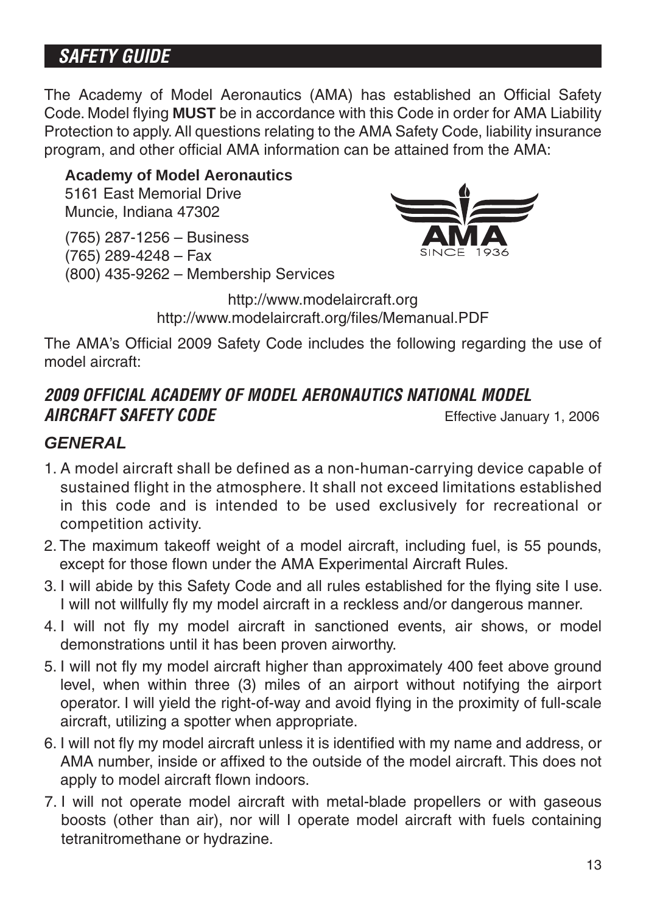## SAFETY GUIDE

The Academy of Model Aeronautics (AMA) has established an Official Safety Code. Model flying **MUST** be in accordance with this Code in order for AMA Liability Protection to apply. All questions relating to the AMA Safety Code, liability insurance program, and other official AMA information can be attained from the AMA:

**Academy of Model Aeronautics**
5161 East Memorial Drive
Muncie, Indiana 47302

(765) 287-1256 – Business
(765) 289-4248 – Fax
(800) 435-9262 – Membership Services

AMA SINCE 1936

http://www.modelaircraft.org
http://www.modelaircraft.org/files/Memanual.PDF

The AMA's Official 2009 Safety Code includes the following regarding the use of model aircraft:

### *2009 OFFICIAL ACADEMY OF MODEL AERONAUTICS NATIONAL MODEL AIRCRAFT SAFETY CODE*

Effective January 1, 2006

### *GENERAL*

1. A model aircraft shall be defined as a non-human-carrying device capable of sustained flight in the atmosphere. It shall not exceed limitations established in this code and is intended to be used exclusively for recreational or competition activity.
2. The maximum takeoff weight of a model aircraft, including fuel, is 55 pounds, except for those flown under the AMA Experimental Aircraft Rules.
3. I will abide by this Safety Code and all rules established for the flying site I use. I will not willfully fly my model aircraft in a reckless and/or dangerous manner.
4. I will not fly my model aircraft in sanctioned events, air shows, or model demonstrations until it has been proven airworthy.
5. I will not fly my model aircraft higher than approximately 400 feet above ground level, when within three (3) miles of an airport without notifying the airport operator. I will yield the right-of-way and avoid flying in the proximity of full-scale aircraft, utilizing a spotter when appropriate.
6. I will not fly my model aircraft unless it is identified with my name and address, or AMA number, inside or affixed to the outside of the model aircraft. This does not apply to model aircraft flown indoors.
7. I will not operate model aircraft with metal-blade propellers or with gaseous boosts (other than air), nor will I operate model aircraft with fuels containing tetranitromethane or hydrazine.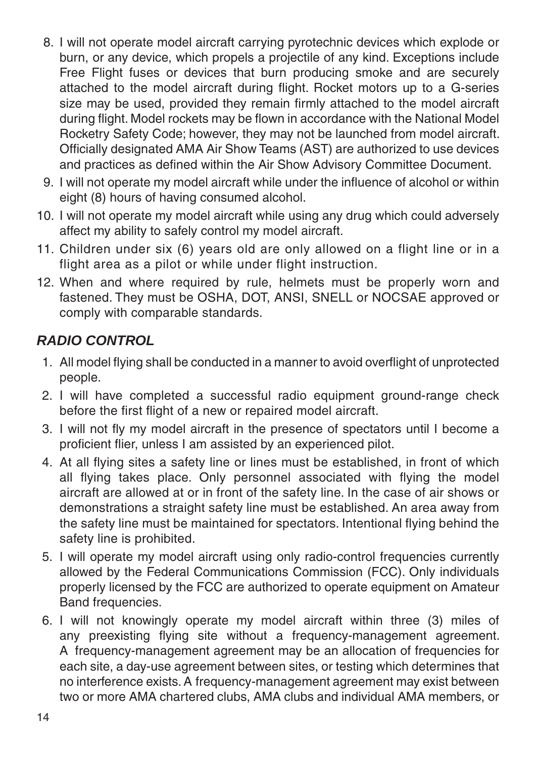8. I will not operate model aircraft carrying pyrotechnic devices which explode or burn, or any device, which propels a projectile of any kind. Exceptions include Free Flight fuses or devices that burn producing smoke and are securely attached to the model aircraft during flight. Rocket motors up to a G-series size may be used, provided they remain firmly attached to the model aircraft during flight. Model rockets may be flown in accordance with the National Model Rocketry Safety Code; however, they may not be launched from model aircraft. Officially designated AMA Air Show Teams (AST) are authorized to use devices and practices as defined within the Air Show Advisory Committee Document.
9. I will not operate my model aircraft while under the influence of alcohol or within eight (8) hours of having consumed alcohol.
10. I will not operate my model aircraft while using any drug which could adversely affect my ability to safely control my model aircraft.
11. Children under six (6) years old are only allowed on a flight line or in a flight area as a pilot or while under flight instruction.
12. When and where required by rule, helmets must be properly worn and fastened. They must be OSHA, DOT, ANSI, SNELL or NOCSAE approved or comply with comparable standards.

## *RADIO CONTROL*

1. All model flying shall be conducted in a manner to avoid overflight of unprotected people.
2. I will have completed a successful radio equipment ground-range check before the first flight of a new or repaired model aircraft.
3. I will not fly my model aircraft in the presence of spectators until I become a proficient flier, unless I am assisted by an experienced pilot.
4. At all flying sites a safety line or lines must be established, in front of which all flying takes place. Only personnel associated with flying the model aircraft are allowed at or in front of the safety line. In the case of air shows or demonstrations a straight safety line must be established. An area away from the safety line must be maintained for spectators. Intentional flying behind the safety line is prohibited.
5. I will operate my model aircraft using only radio-control frequencies currently allowed by the Federal Communications Commission (FCC). Only individuals properly licensed by the FCC are authorized to operate equipment on Amateur Band frequencies.
6. I will not knowingly operate my model aircraft within three (3) miles of any preexisting flying site without a frequency-management agreement. A frequency-management agreement may be an allocation of frequencies for each site, a day-use agreement between sites, or testing which determines that no interference exists. A frequency-management agreement may exist between two or more AMA chartered clubs, AMA clubs and individual AMA members, or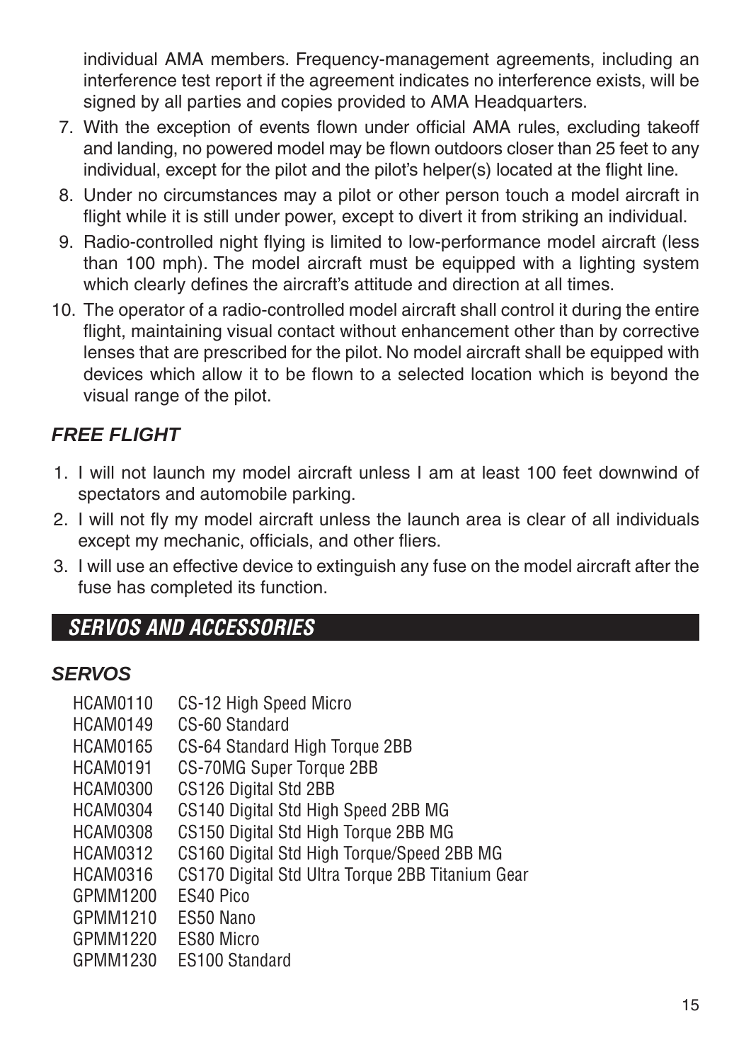individual AMA members. Frequency-management agreements, including an interference test report if the agreement indicates no interference exists, will be signed by all parties and copies provided to AMA Headquarters.

7. With the exception of events flown under official AMA rules, excluding takeoff and landing, no powered model may be flown outdoors closer than 25 feet to any individual, except for the pilot and the pilot's helper(s) located at the flight line.
8. Under no circumstances may a pilot or other person touch a model aircraft in flight while it is still under power, except to divert it from striking an individual.
9. Radio-controlled night flying is limited to low-performance model aircraft (less than 100 mph). The model aircraft must be equipped with a lighting system which clearly defines the aircraft's attitude and direction at all times.
10. The operator of a radio-controlled model aircraft shall control it during the entire flight, maintaining visual contact without enhancement other than by corrective lenses that are prescribed for the pilot. No model aircraft shall be equipped with devices which allow it to be flown to a selected location which is beyond the visual range of the pilot.

### *FREE FLIGHT*

1. I will not launch my model aircraft unless I am at least 100 feet downwind of spectators and automobile parking.
2. I will not fly my model aircraft unless the launch area is clear of all individuals except my mechanic, officials, and other fliers.
3. I will use an effective device to extinguish any fuse on the model aircraft after the fuse has completed its function.

## *SERVOS AND ACCESSORIES*

### *SERVOS*

| | |
|---|---|
| HCAM0110 | CS-12 High Speed Micro |
| HCAM0149 | CS-60 Standard |
| HCAM0165 | CS-64 Standard High Torque 2BB |
| HCAM0191 | CS-70MG Super Torque 2BB |
| HCAM0300 | CS126 Digital Std 2BB |
| HCAM0304 | CS140 Digital Std High Speed 2BB MG |
| HCAM0308 | CS150 Digital Std High Torque 2BB MG |
| HCAM0312 | CS160 Digital Std High Torque/Speed 2BB MG |
| HCAM0316 | CS170 Digital Std Ultra Torque 2BB Titanium Gear |
| GPMM1200 | ES40 Pico |
| GPMM1210 | ES50 Nano |
| GPMM1220 | ES80 Micro |
| GPMM1230 | ES100 Standard |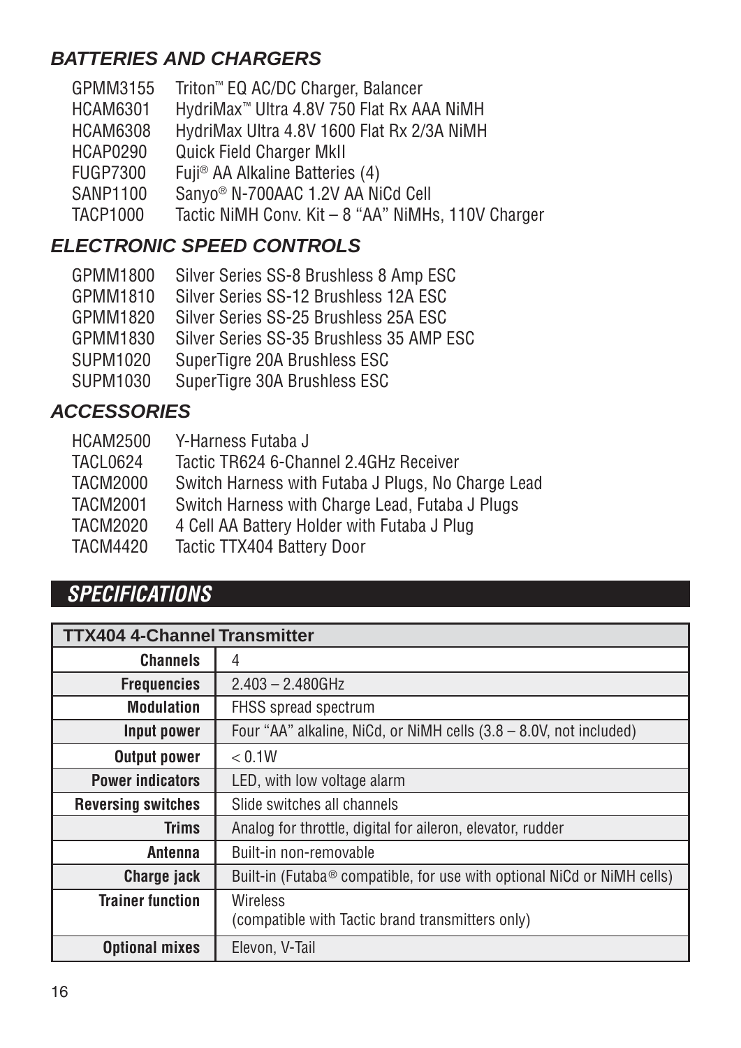### *BATTERIES AND CHARGERS*

| | |
|---|---|
| GPMM3155 | Triton™ EQ AC/DC Charger, Balancer |
| HCAM6301 | HydriMax™ Ultra 4.8V 750 Flat Rx AAA NiMH |
| HCAM6308 | HydriMax Ultra 4.8V 1600 Flat Rx 2/3A NiMH |
| HCAP0290 | Quick Field Charger MkII |
| FUGP7300 | Fuji® AA Alkaline Batteries (4) |
| SANP1100 | Sanyo® N-700AAC 1.2V AA NiCd Cell |
| TACP1000 | Tactic NiMH Conv. Kit – 8 "AA" NiMHs, 110V Charger |

### *ELECTRONIC SPEED CONTROLS*

| | |
|---|---|
| GPMM1800 | Silver Series SS-8 Brushless 8 Amp ESC |
| GPMM1810 | Silver Series SS-12 Brushless 12A ESC |
| GPMM1820 | Silver Series SS-25 Brushless 25A ESC |
| GPMM1830 | Silver Series SS-35 Brushless 35 AMP ESC |
| SUPM1020 | SuperTigre 20A Brushless ESC |
| SUPM1030 | SuperTigre 30A Brushless ESC |

### *ACCESSORIES*

| | |
|---|---|
| HCAM2500 | Y-Harness Futaba J |
| TACL0624 | Tactic TR624 6-Channel 2.4GHz Receiver |
| TACM2000 | Switch Harness with Futaba J Plugs, No Charge Lead |
| TACM2001 | Switch Harness with Charge Lead, Futaba J Plugs |
| TACM2020 | 4 Cell AA Battery Holder with Futaba J Plug |
| TACM4420 | Tactic TTX404 Battery Door |

## *SPECIFICATIONS*

| TTX404 4-Channel Transmitter | |
|---|---|
| **Channels** | 4 |
| **Frequencies** | 2.403 – 2.480GHz |
| **Modulation** | FHSS spread spectrum |
| **Input power** | Four "AA" alkaline, NiCd, or NiMH cells (3.8 – 8.0V, not included) |
| **Output power** | < 0.1W |
| **Power indicators** | LED, with low voltage alarm |
| **Reversing switches** | Slide switches all channels |
| **Trims** | Analog for throttle, digital for aileron, elevator, rudder |
| **Antenna** | Built-in non-removable |
| **Charge jack** | Built-in (Futaba® compatible, for use with optional NiCd or NiMH cells) |
| **Trainer function** | Wireless (compatible with Tactic brand transmitters only) |
| **Optional mixes** | Elevon, V-Tail |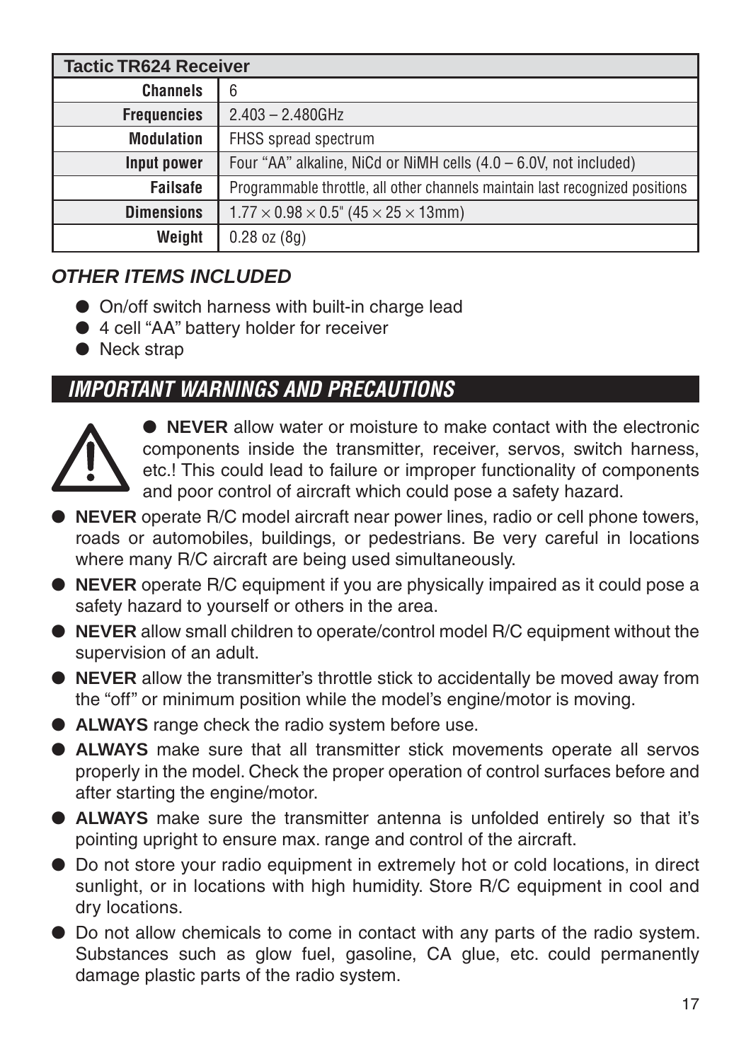| Tactic TR624 Receiver | |
|---|---|
| **Channels** | 6 |
| **Frequencies** | 2.403 – 2.480GHz |
| **Modulation** | FHSS spread spectrum |
| **Input power** | Four “AA” alkaline, NiCd or NiMH cells (4.0 – 6.0V, not included) |
| **Failsafe** | Programmable throttle, all other channels maintain last recognized positions |
| **Dimensions** | 1.77 × 0.98 × 0.5" (45 × 25 × 13mm) |
| **Weight** | 0.28 oz (8g) |

## *OTHER ITEMS INCLUDED*

- On/off switch harness with built-in charge lead
- 4 cell “AA” battery holder for receiver
- Neck strap

## *IMPORTANT WARNINGS AND PRECAUTIONS*

- **NEVER** allow water or moisture to make contact with the electronic components inside the transmitter, receiver, servos, switch harness, etc.! This could lead to failure or improper functionality of components and poor control of aircraft which could pose a safety hazard.
- **NEVER** operate R/C model aircraft near power lines, radio or cell phone towers, roads or automobiles, buildings, or pedestrians. Be very careful in locations where many R/C aircraft are being used simultaneously.
- **NEVER** operate R/C equipment if you are physically impaired as it could pose a safety hazard to yourself or others in the area.
- **NEVER** allow small children to operate/control model R/C equipment without the supervision of an adult.
- **NEVER** allow the transmitter’s throttle stick to accidentally be moved away from the “off” or minimum position while the model’s engine/motor is moving.
- **ALWAYS** range check the radio system before use.
- **ALWAYS** make sure that all transmitter stick movements operate all servos properly in the model. Check the proper operation of control surfaces before and after starting the engine/motor.
- **ALWAYS** make sure the transmitter antenna is unfolded entirely so that it’s pointing upright to ensure max. range and control of the aircraft.
- Do not store your radio equipment in extremely hot or cold locations, in direct sunlight, or in locations with high humidity. Store R/C equipment in cool and dry locations.
- Do not allow chemicals to come in contact with any parts of the radio system. Substances such as glow fuel, gasoline, CA glue, etc. could permanently damage plastic parts of the radio system.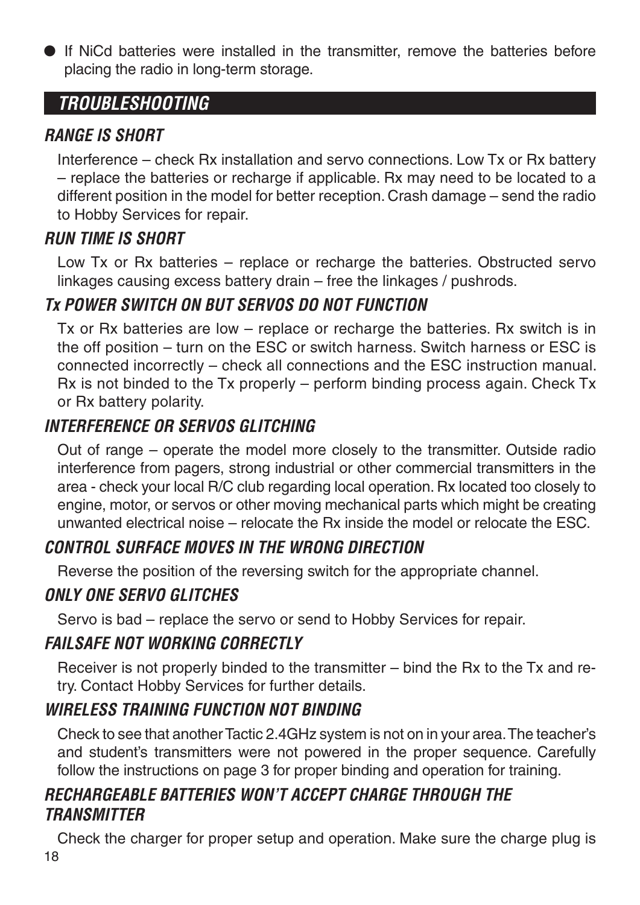- If NiCd batteries were installed in the transmitter, remove the batteries before placing the radio in long-term storage.

## *TROUBLESHOOTING*

### *RANGE IS SHORT*

Interference – check Rx installation and servo connections. Low Tx or Rx battery – replace the batteries or recharge if applicable. Rx may need to be located to a different position in the model for better reception. Crash damage – send the radio to Hobby Services for repair.

### *RUN TIME IS SHORT*

Low Tx or Rx batteries – replace or recharge the batteries. Obstructed servo linkages causing excess battery drain – free the linkages / pushrods.

### *Tx POWER SWITCH ON BUT SERVOS DO NOT FUNCTION*

Tx or Rx batteries are low – replace or recharge the batteries. Rx switch is in the off position – turn on the ESC or switch harness. Switch harness or ESC is connected incorrectly – check all connections and the ESC instruction manual. Rx is not binded to the Tx properly – perform binding process again. Check Tx or Rx battery polarity.

### *INTERFERENCE OR SERVOS GLITCHING*

Out of range – operate the model more closely to the transmitter. Outside radio interference from pagers, strong industrial or other commercial transmitters in the area - check your local R/C club regarding local operation. Rx located too closely to engine, motor, or servos or other moving mechanical parts which might be creating unwanted electrical noise – relocate the Rx inside the model or relocate the ESC.

### *CONTROL SURFACE MOVES IN THE WRONG DIRECTION*

Reverse the position of the reversing switch for the appropriate channel.

### *ONLY ONE SERVO GLITCHES*

Servo is bad – replace the servo or send to Hobby Services for repair.

### *FAILSAFE NOT WORKING CORRECTLY*

Receiver is not properly binded to the transmitter – bind the Rx to the Tx and re-try. Contact Hobby Services for further details.

### *WIRELESS TRAINING FUNCTION NOT BINDING*

Check to see that another Tactic 2.4GHz system is not on in your area. The teacher's and student's transmitters were not powered in the proper sequence. Carefully follow the instructions on page 3 for proper binding and operation for training.

### *RECHARGEABLE BATTERIES WON'T ACCEPT CHARGE THROUGH THE TRANSMITTER*

Check the charger for proper setup and operation. Make sure the charge plug is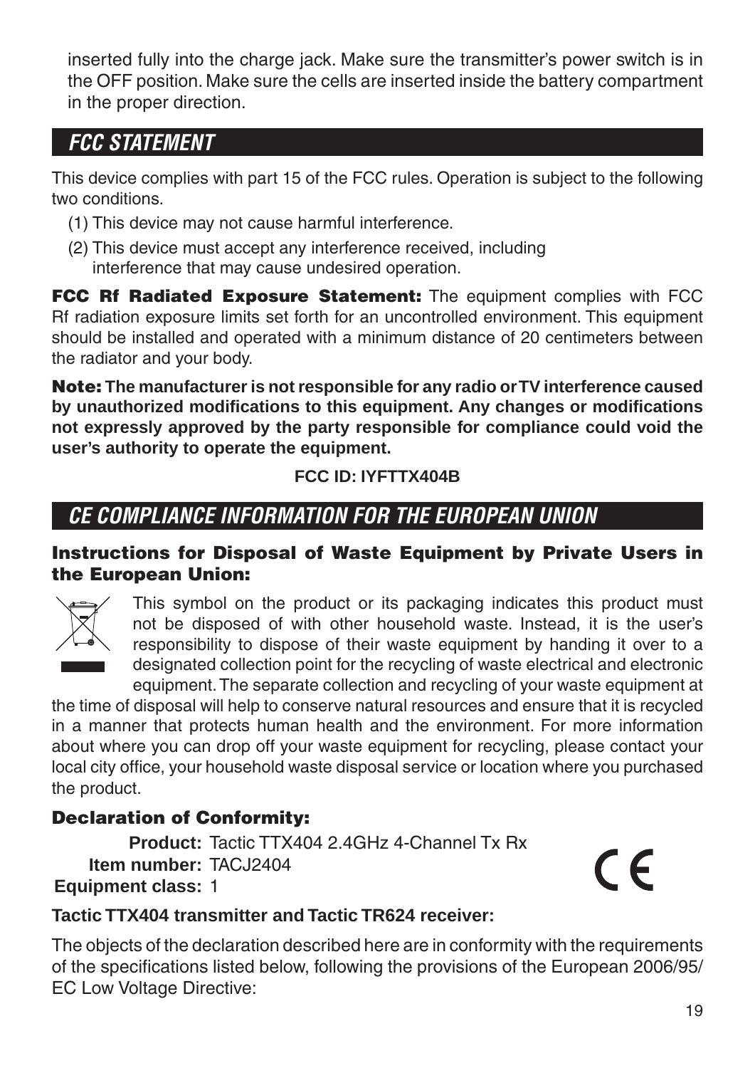inserted fully into the charge jack. Make sure the transmitter's power switch is in the OFF position. Make sure the cells are inserted inside the battery compartment in the proper direction.

## FCC STATEMENT

This device complies with part 15 of the FCC rules. Operation is subject to the following two conditions.

(1) This device may not cause harmful interference.

(2) This device must accept any interference received, including interference that may cause undesired operation.

**FCC Rf Radiated Exposure Statement:** The equipment complies with FCC Rf radiation exposure limits set forth for an uncontrolled environment. This equipment should be installed and operated with a minimum distance of 20 centimeters between the radiator and your body.

**Note: The manufacturer is not responsible for any radio or TV interference caused by unauthorized modifications to this equipment. Any changes or modifications not expressly approved by the party responsible for compliance could void the user's authority to operate the equipment.**

**FCC ID: IYFTTX404B**

## CE COMPLIANCE INFORMATION FOR THE EUROPEAN UNION

### Instructions for Disposal of Waste Equipment by Private Users in the European Union:

This symbol on the product or its packaging indicates this product must not be disposed of with other household waste. Instead, it is the user's responsibility to dispose of their waste equipment by handing it over to a designated collection point for the recycling of waste electrical and electronic equipment. The separate collection and recycling of your waste equipment at the time of disposal will help to conserve natural resources and ensure that it is recycled in a manner that protects human health and the environment. For more information about where you can drop off your waste equipment for recycling, please contact your local city office, your household waste disposal service or location where you purchased the product.

### Declaration of Conformity:

**Product:** Tactic TTX404 2.4GHz 4-Channel Tx Rx
**Item number:** TACJ2404
**Equipment class:** 1

CE

**Tactic TTX404 transmitter and Tactic TR624 receiver:**

The objects of the declaration described here are in conformity with the requirements of the specifications listed below, following the provisions of the European 2006/95/EC Low Voltage Directive: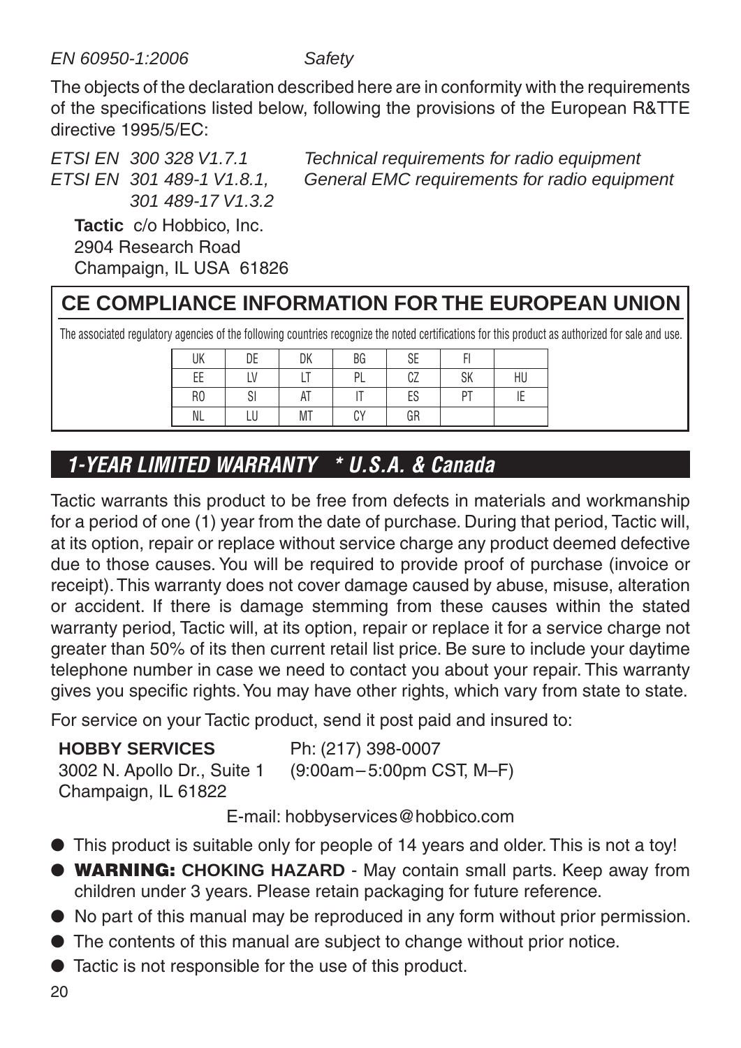*EN 60950-1:2006* *Safety*

The objects of the declaration described here are in conformity with the requirements of the specifications listed below, following the provisions of the European R&TTE directive 1995/5/EC:

*ETSI EN 300 328 V1.7.1* *Technical requirements for radio equipment*
*ETSI EN 301 489-1 V1.8.1, 301 489-17 V1.3.2* *General EMC requirements for radio equipment*

**Tactic** c/o Hobbico, Inc.
2904 Research Road
Champaign, IL USA 61826

## CE COMPLIANCE INFORMATION FOR THE EUROPEAN UNION

The associated regulatory agencies of the following countries recognize the noted certifications for this product as authorized for sale and use.

| | | | | | | |
|---|---|---|---|---|---|---|
| UK | DE | DK | BG | SE | FI | |
| EE | LV | LT | PL | CZ | SK | HU |
| RO | SI | AT | IT | ES | PT | IE |
| NL | LU | MT | CY | GR | | |

## *1-YEAR LIMITED WARRANTY \* U.S.A. & Canada*

Tactic warrants this product to be free from defects in materials and workmanship for a period of one (1) year from the date of purchase. During that period, Tactic will, at its option, repair or replace without service charge any product deemed defective due to those causes. You will be required to provide proof of purchase (invoice or receipt). This warranty does not cover damage caused by abuse, misuse, alteration or accident. If there is damage stemming from these causes within the stated warranty period, Tactic will, at its option, repair or replace it for a service charge not greater than 50% of its then current retail list price. Be sure to include your daytime telephone number in case we need to contact you about your repair. This warranty gives you specific rights. You may have other rights, which vary from state to state.

For service on your Tactic product, send it post paid and insured to:

**HOBBY SERVICES**
3002 N. Apollo Dr., Suite 1
Champaign, IL 61822

Ph: (217) 398-0007
(9:00am – 5:00pm CST, M–F)

E-mail: hobbyservices@hobbico.com

- This product is suitable only for people of 14 years and older. This is not a toy!
- **WARNING: CHOKING HAZARD** - May contain small parts. Keep away from children under 3 years. Please retain packaging for future reference.
- No part of this manual may be reproduced in any form without prior permission.
- The contents of this manual are subject to change without prior notice.
- Tactic is not responsible for the use of this product.